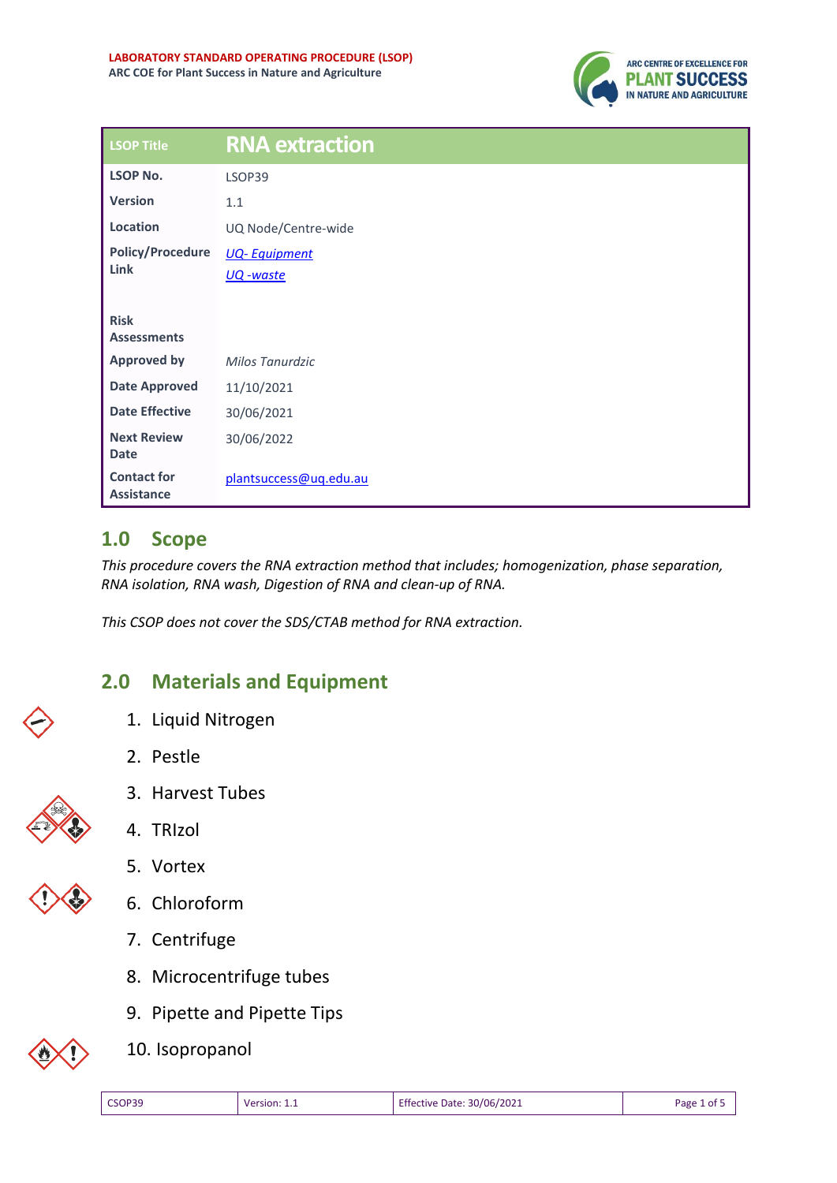**LABORATORY STANDARD OPERATING PROCEDURE (LSOP)**
**ARC COE for Plant Success in Nature and Agriculture**

| LSOP Title | RNA extraction |
|---|---|
| LSOP No. | LSOP39 |
| Version | 1.1 |
| Location | UQ Node/Centre-wide |
| Policy/Procedure Link | *UQ- Equipment*<br>*UQ -waste* |
| Risk Assessments | |
| Approved by | *Milos Tanurdzic* |
| Date Approved | 11/10/2021 |
| Date Effective | 30/06/2021 |
| Next Review Date | 30/06/2022 |
| Contact for Assistance | plantsuccess@uq.edu.au |

## 1.0 Scope

*This procedure covers the RNA extraction method that includes; homogenization, phase separation, RNA isolation, RNA wash, Digestion of RNA and clean-up of RNA.*

*This CSOP does not cover the SDS/CTAB method for RNA extraction.*

## 2.0 Materials and Equipment

1. Liquid Nitrogen
2. Pestle
3. Harvest Tubes
4. TRIzol
5. Vortex
6. Chloroform
7. Centrifuge
8. Microcentrifuge tubes
9. Pipette and Pipette Tips
10. Isopropanol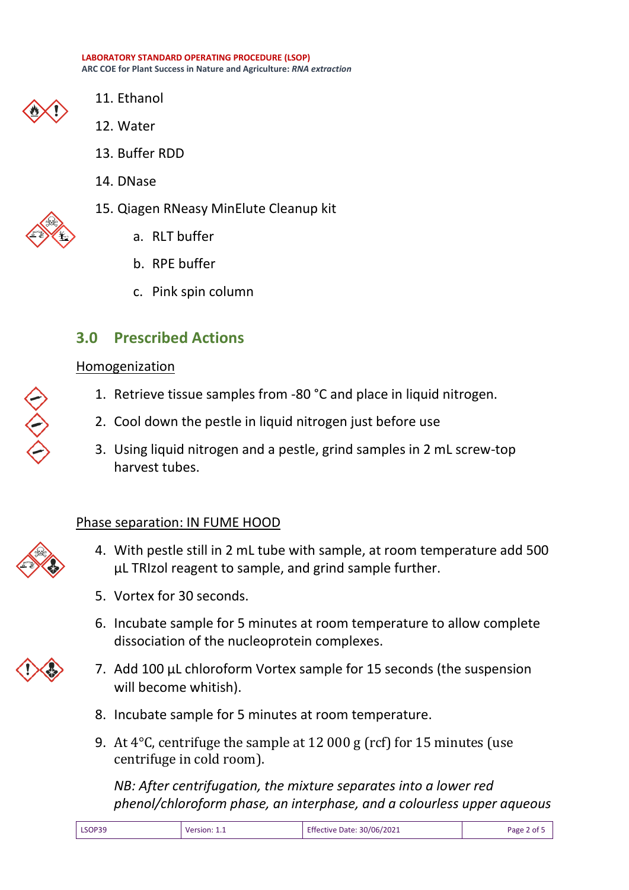11. Ethanol
12. Water
13. Buffer RDD
14. DNase
15. Qiagen RNeasy MinElute Cleanup kit
    a. RLT buffer
    b. RPE buffer
    c. Pink spin column

## 3.0 Prescribed Actions

Homogenization

1. Retrieve tissue samples from -80 °C and place in liquid nitrogen.
2. Cool down the pestle in liquid nitrogen just before use
3. Using liquid nitrogen and a pestle, grind samples in 2 mL screw-top harvest tubes.

Phase separation: IN FUME HOOD

4. With pestle still in 2 mL tube with sample, at room temperature add 500 µL TRIzol reagent to sample, and grind sample further.
5. Vortex for 30 seconds.
6. Incubate sample for 5 minutes at room temperature to allow complete dissociation of the nucleoprotein complexes.
7. Add 100 µL chloroform Vortex sample for 15 seconds (the suspension will become whitish).
8. Incubate sample for 5 minutes at room temperature.
9. At 4°C, centrifuge the sample at 12 000 g (rcf) for 15 minutes (use centrifuge in cold room).

   *NB: After centrifugation, the mixture separates into a lower red phenol/chloroform phase, an interphase, and a colourless upper aqueous*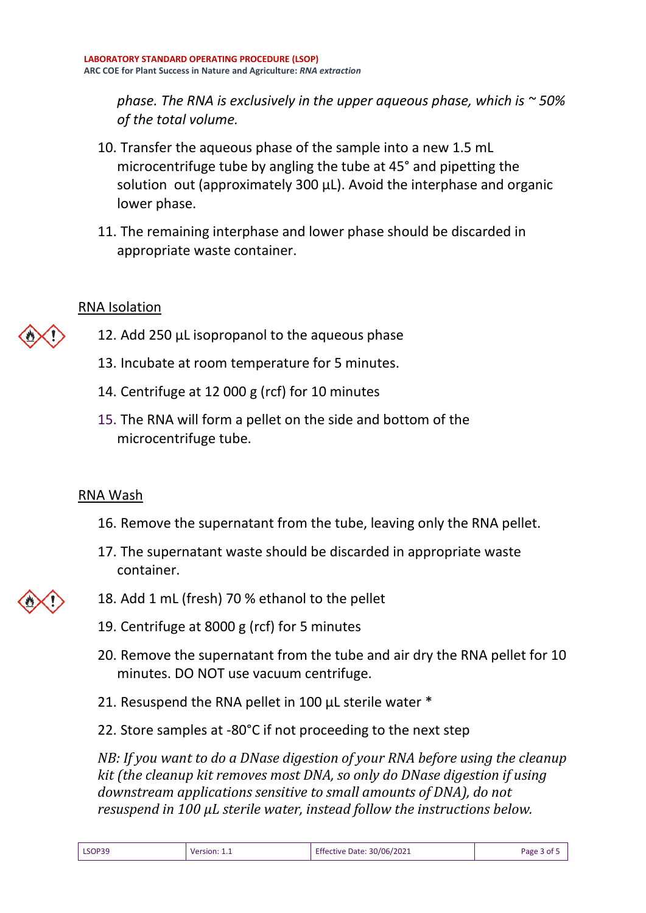*phase. The RNA is exclusively in the upper aqueous phase, which is ~ 50% of the total volume.*

10. Transfer the aqueous phase of the sample into a new 1.5 mL microcentrifuge tube by angling the tube at 45° and pipetting the solution out (approximately 300 µL). Avoid the interphase and organic lower phase.
11. The remaining interphase and lower phase should be discarded in appropriate waste container.

RNA Isolation

12. Add 250 µL isopropanol to the aqueous phase
13. Incubate at room temperature for 5 minutes.
14. Centrifuge at 12 000 g (rcf) for 10 minutes
15. The RNA will form a pellet on the side and bottom of the microcentrifuge tube.

RNA Wash

16. Remove the supernatant from the tube, leaving only the RNA pellet.
17. The supernatant waste should be discarded in appropriate waste container.
18. Add 1 mL (fresh) 70 % ethanol to the pellet
19. Centrifuge at 8000 g (rcf) for 5 minutes
20. Remove the supernatant from the tube and air dry the RNA pellet for 10 minutes. DO NOT use vacuum centrifuge.
21. Resuspend the RNA pellet in 100 µL sterile water *
22. Store samples at -80°C if not proceeding to the next step

*NB: If you want to do a DNase digestion of your RNA before using the cleanup kit (the cleanup kit removes most DNA, so only do DNase digestion if using downstream applications sensitive to small amounts of DNA), do not resuspend in 100 µL sterile water, instead follow the instructions below.*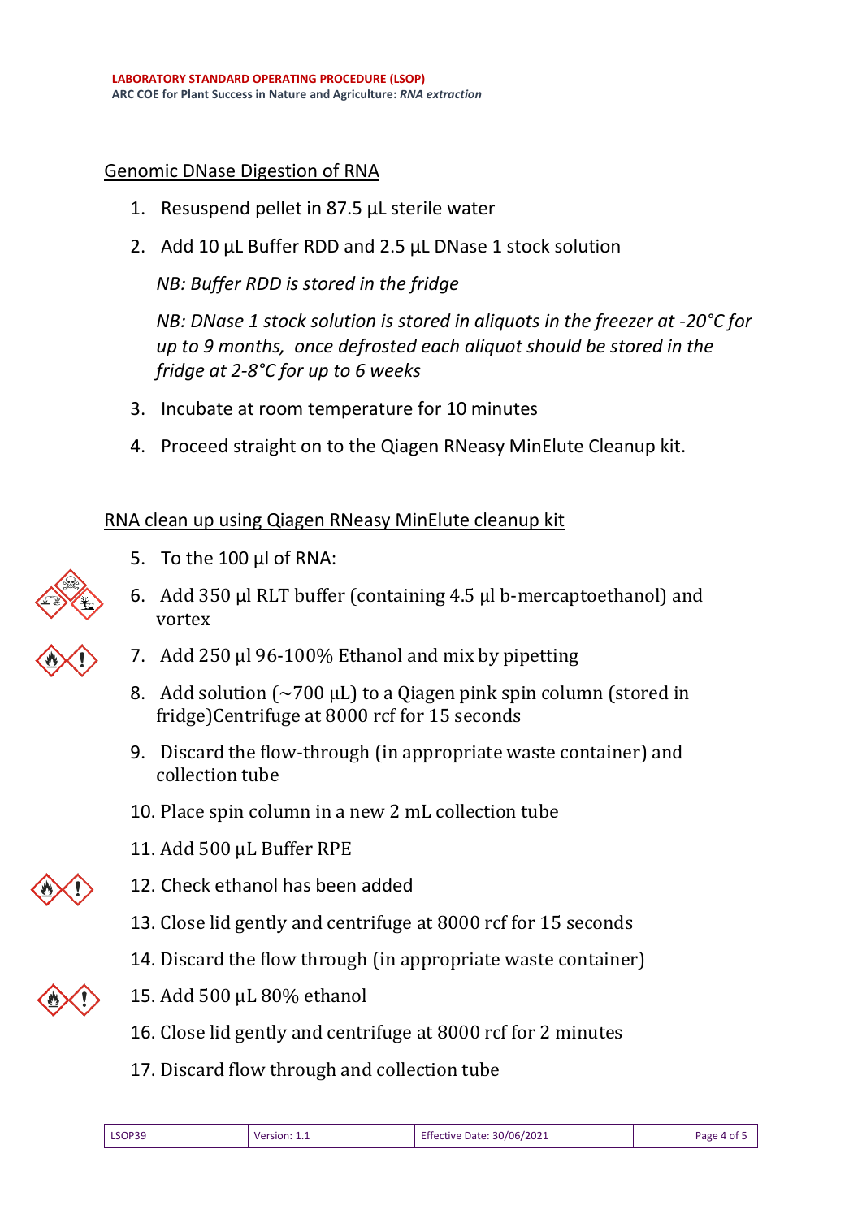## Genomic DNase Digestion of RNA

1. Resuspend pellet in 87.5 µL sterile water
2. Add 10 µL Buffer RDD and 2.5 µL DNase 1 stock solution

   *NB: Buffer RDD is stored in the fridge*

   *NB: DNase 1 stock solution is stored in aliquots in the freezer at -20°C for up to 9 months, once defrosted each aliquot should be stored in the fridge at 2-8°C for up to 6 weeks*

3. Incubate at room temperature for 10 minutes
4. Proceed straight on to the Qiagen RNeasy MinElute Cleanup kit.

## RNA clean up using Qiagen RNeasy MinElute cleanup kit

5. To the 100 µl of RNA:
6. Add 350 µl RLT buffer (containing 4.5 µl b-mercaptoethanol) and vortex
7. Add 250 µl 96-100% Ethanol and mix by pipetting
8. Add solution (~700 µL) to a Qiagen pink spin column (stored in fridge)Centrifuge at 8000 rcf for 15 seconds
9. Discard the flow-through (in appropriate waste container) and collection tube
10. Place spin column in a new 2 mL collection tube
11. Add 500 µL Buffer RPE
12. Check ethanol has been added
13. Close lid gently and centrifuge at 8000 rcf for 15 seconds
14. Discard the flow through (in appropriate waste container)
15. Add 500 µL 80% ethanol
16. Close lid gently and centrifuge at 8000 rcf for 2 minutes
17. Discard flow through and collection tube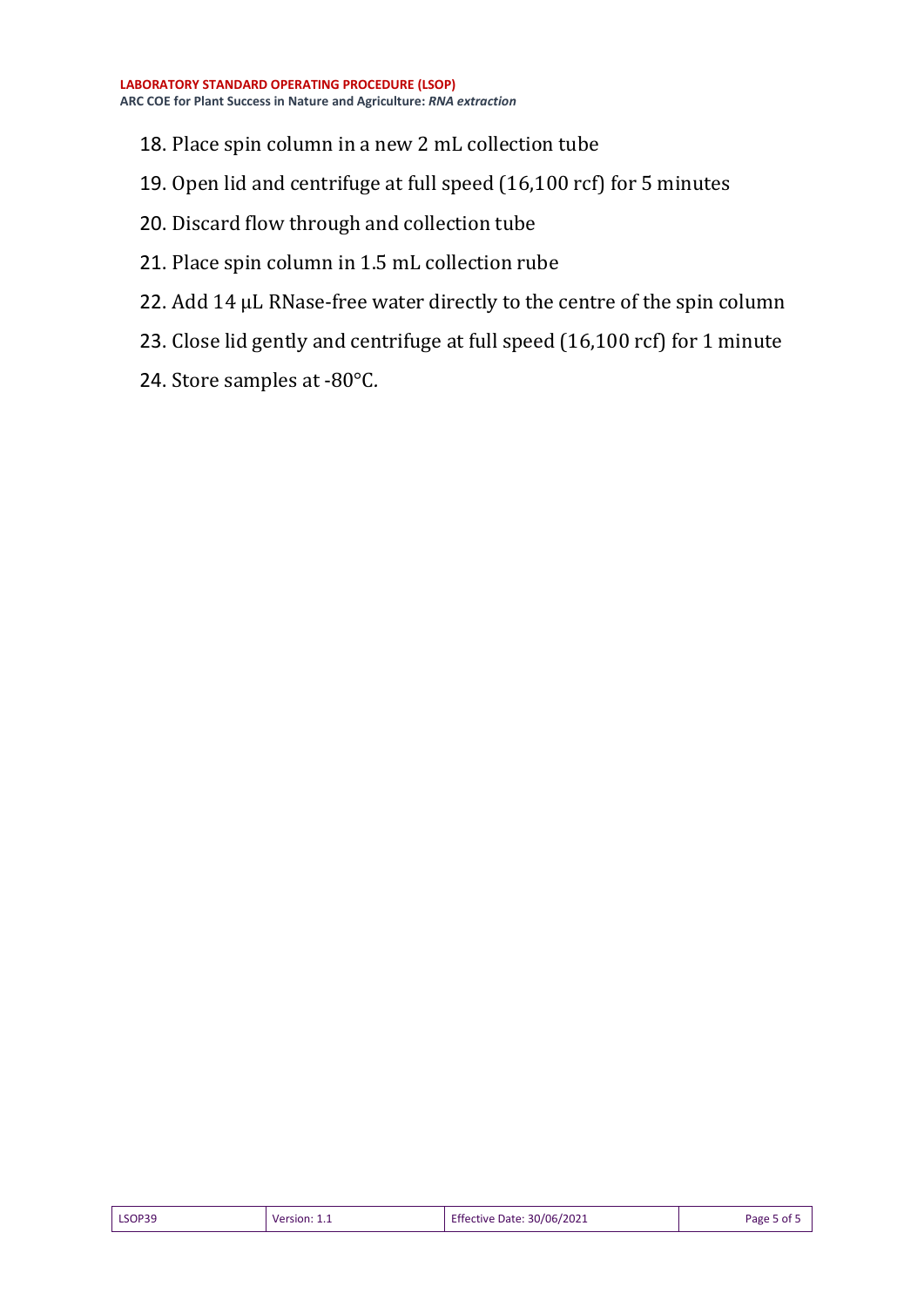18. Place spin column in a new 2 mL collection tube
19. Open lid and centrifuge at full speed (16,100 rcf) for 5 minutes
20. Discard flow through and collection tube
21. Place spin column in 1.5 mL collection rube
22. Add 14 µL RNase-free water directly to the centre of the spin column
23. Close lid gently and centrifuge at full speed (16,100 rcf) for 1 minute
24. Store samples at -80°C.